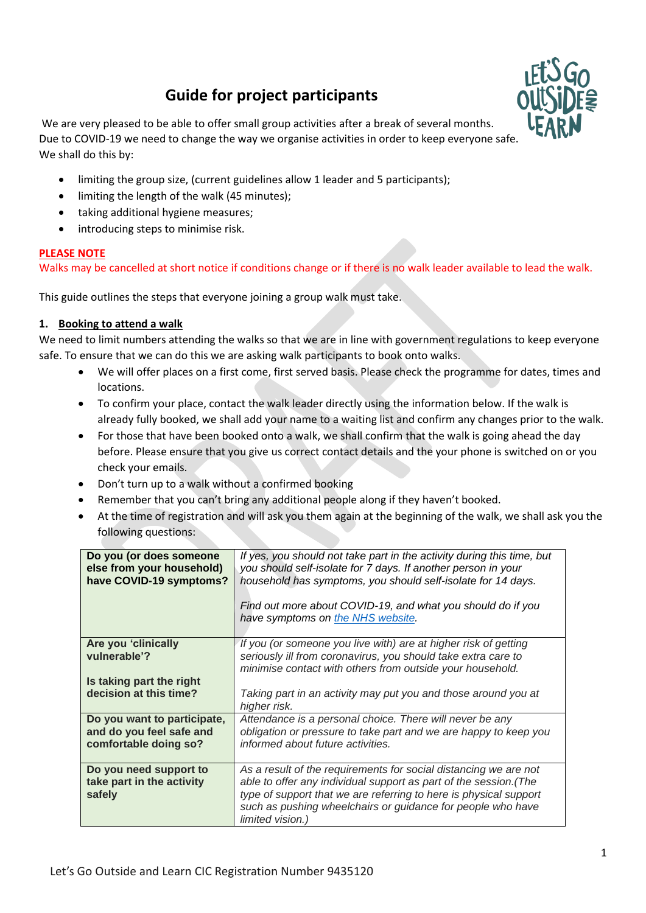# Guide for project participants

We are very pleased to be able to offer small group activities after a break of several months. Due to COVID-19 we need to change the way we organise activities in order to keep everyone safe. We shall do this by:

- limiting the group size, (current guidelines allow 1 leader and 5 participants);
- limiting the length of the walk (45 minutes);
- taking additional hygiene measures;
- introducing steps to minimise risk.

**PLEASE NOTE**
Walks may be cancelled at short notice if conditions change or if there is no walk leader available to lead the walk.

This guide outlines the steps that everyone joining a group walk must take.

## 1. Booking to attend a walk

We need to limit numbers attending the walks so that we are in line with government regulations to keep everyone safe. To ensure that we can do this we are asking walk participants to book onto walks.

- We will offer places on a first come, first served basis. Please check the programme for dates, times and locations.
- To confirm your place, contact the walk leader directly using the information below. If the walk is already fully booked, we shall add your name to a waiting list and confirm any changes prior to the walk.
- For those that have been booked onto a walk, we shall confirm that the walk is going ahead the day before. Please ensure that you give us correct contact details and the your phone is switched on or you check your emails.
- Don't turn up to a walk without a confirmed booking
- Remember that you can't bring any additional people along if they haven't booked.
- At the time of registration and will ask you them again at the beginning of the walk, we shall ask you the following questions:

| | |
|---|---|
| **Do you (or does someone else from your household) have COVID-19 symptoms?** | *If yes, you should not take part in the activity during this time, but you should self-isolate for 7 days. If another person in your household has symptoms, you should self-isolate for 14 days.*<br><br>*Find out more about COVID-19, and what you should do if you have symptoms on the NHS website.* |
| **Are you 'clinically vulnerable'?**<br><br>**Is taking part the right decision at this time?** | *If you (or someone you live with) are at higher risk of getting seriously ill from coronavirus, you should take extra care to minimise contact with others from outside your household.*<br><br>*Taking part in an activity may put you and those around you at higher risk.* |
| **Do you want to participate, and do you feel safe and comfortable doing so?** | *Attendance is a personal choice. There will never be any obligation or pressure to take part and we are happy to keep you informed about future activities.* |
| **Do you need support to take part in the activity safely** | *As a result of the requirements for social distancing we are not able to offer any individual support as part of the session.(The type of support that we are referring to here is physical support such as pushing wheelchairs or guidance for people who have limited vision.)* |

Let's Go Outside and Learn CIC Registration Number 9435120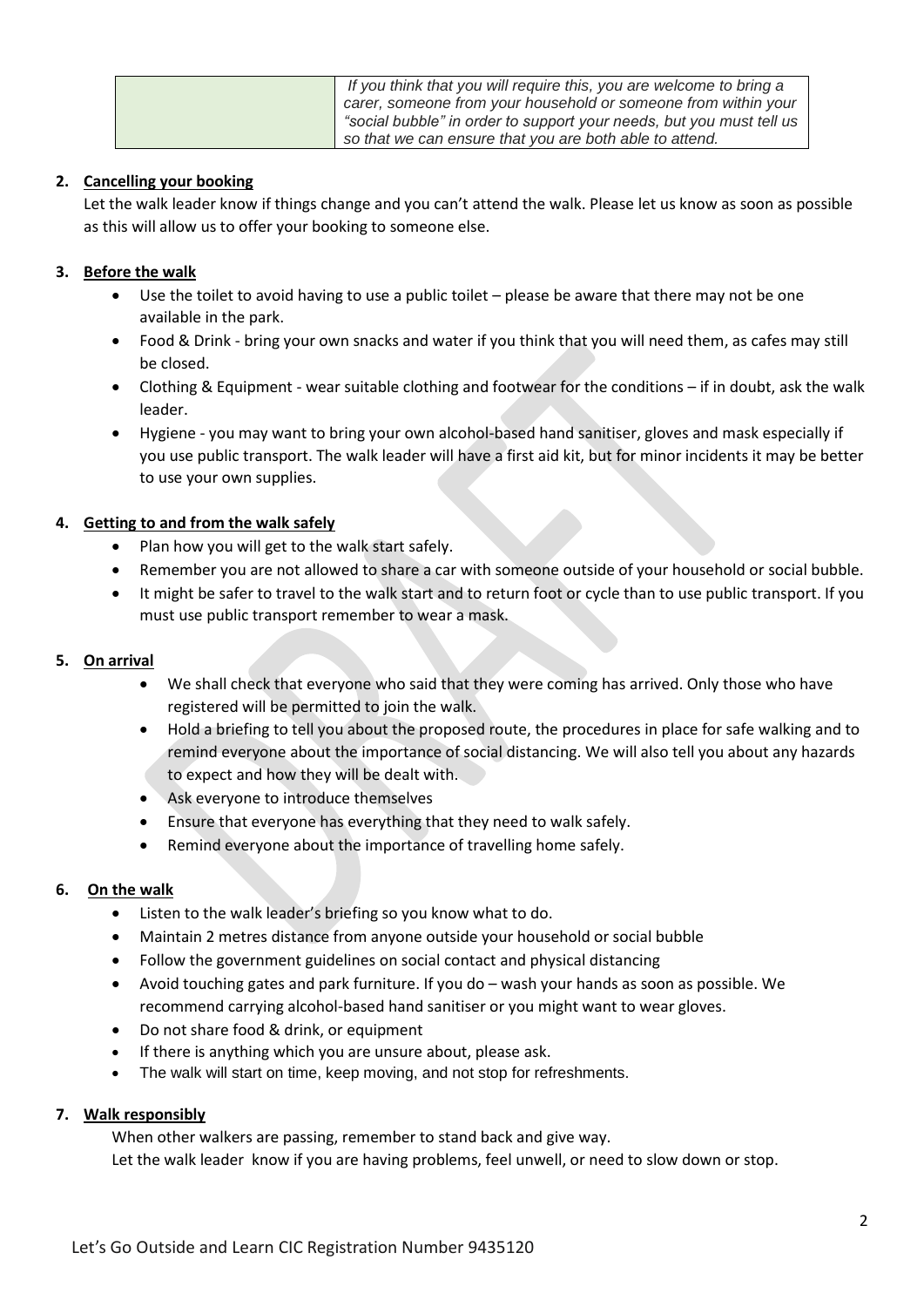| | |
|---|---|
| | *If you think that you will require this, you are welcome to bring a carer, someone from your household or someone from within your "social bubble" in order to support your needs, but you must tell us so that we can ensure that you are both able to attend.* |

2. **Cancelling your booking**

   Let the walk leader know if things change and you can't attend the walk. Please let us know as soon as possible as this will allow us to offer your booking to someone else.

3. **Before the walk**
   - Use the toilet to avoid having to use a public toilet – please be aware that there may not be one available in the park.
   - Food & Drink - bring your own snacks and water if you think that you will need them, as cafes may still be closed.
   - Clothing & Equipment - wear suitable clothing and footwear for the conditions – if in doubt, ask the walk leader.
   - Hygiene - you may want to bring your own alcohol-based hand sanitiser, gloves and mask especially if you use public transport. The walk leader will have a first aid kit, but for minor incidents it may be better to use your own supplies.

4. **Getting to and from the walk safely**
   - Plan how you will get to the walk start safely.
   - Remember you are not allowed to share a car with someone outside of your household or social bubble.
   - It might be safer to travel to the walk start and to return foot or cycle than to use public transport. If you must use public transport remember to wear a mask.

5. **On arrival**
   - We shall check that everyone who said that they were coming has arrived. Only those who have registered will be permitted to join the walk.
   - Hold a briefing to tell you about the proposed route, the procedures in place for safe walking and to remind everyone about the importance of social distancing. We will also tell you about any hazards to expect and how they will be dealt with.
   - Ask everyone to introduce themselves
   - Ensure that everyone has everything that they need to walk safely.
   - Remind everyone about the importance of travelling home safely.

6. **On the walk**
   - Listen to the walk leader's briefing so you know what to do.
   - Maintain 2 metres distance from anyone outside your household or social bubble
   - Follow the government guidelines on social contact and physical distancing
   - Avoid touching gates and park furniture. If you do – wash your hands as soon as possible. We recommend carrying alcohol-based hand sanitiser or you might want to wear gloves.
   - Do not share food & drink, or equipment
   - If there is anything which you are unsure about, please ask.
   - The walk will start on time, keep moving, and not stop for refreshments.

7. **Walk responsibly**

   When other walkers are passing, remember to stand back and give way.
   Let the walk leader know if you are having problems, feel unwell, or need to slow down or stop.

Let's Go Outside and Learn CIC Registration Number 9435120